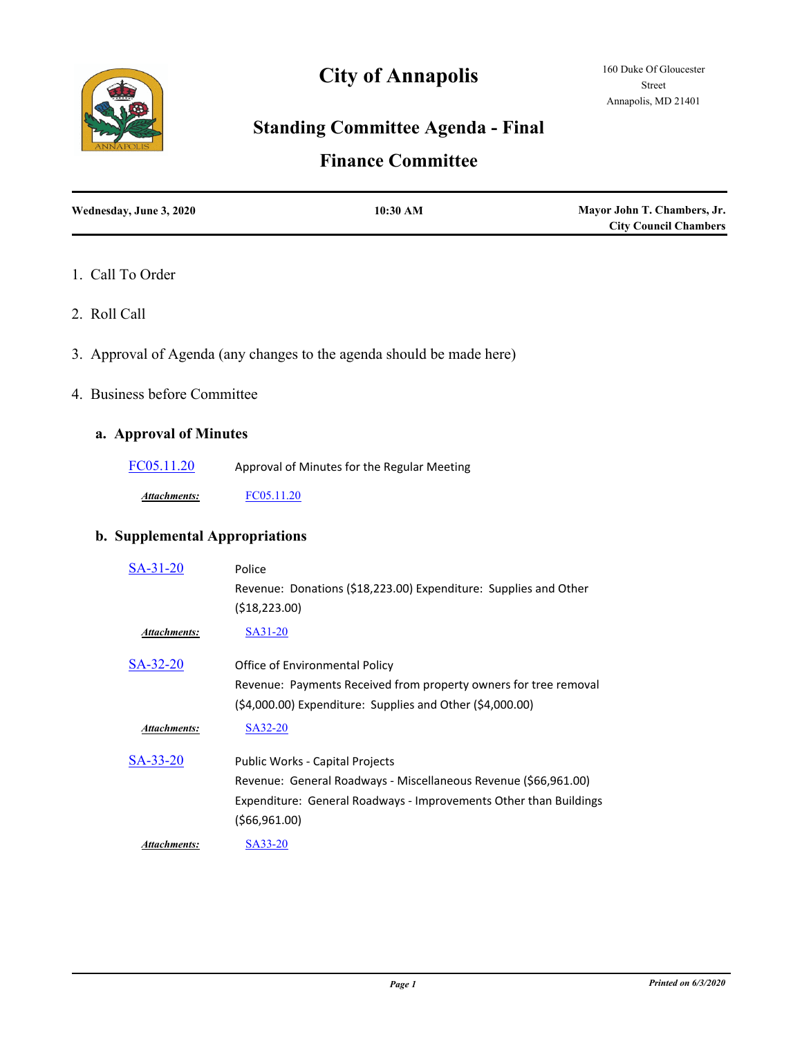# City of Annapolis

160 Duke Of Gloucester Street
Annapolis, MD 21401

## Standing Committee Agenda - Final

## Finance Committee

**Wednesday, June 3, 2020** | **10:30 AM** | **Mayor John T. Chambers, Jr. City Council Chambers**

1. Call To Order
2. Roll Call
3. Approval of Agenda (any changes to the agenda should be made here)
4. Business before Committee

### a. Approval of Minutes

FC05.11.20 — Approval of Minutes for the Regular Meeting

*Attachments:* FC05.11.20

### b. Supplemental Appropriations

SA-31-20 — Police
Revenue: Donations ($18,223.00) Expenditure: Supplies and Other ($18,223.00)

*Attachments:* SA31-20

SA-32-20 — Office of Environmental Policy
Revenue: Payments Received from property owners for tree removal ($4,000.00) Expenditure: Supplies and Other ($4,000.00)

*Attachments:* SA32-20

SA-33-20 — Public Works - Capital Projects
Revenue: General Roadways - Miscellaneous Revenue ($66,961.00)
Expenditure: General Roadways - Improvements Other than Buildings ($66,961.00)

*Attachments:* SA33-20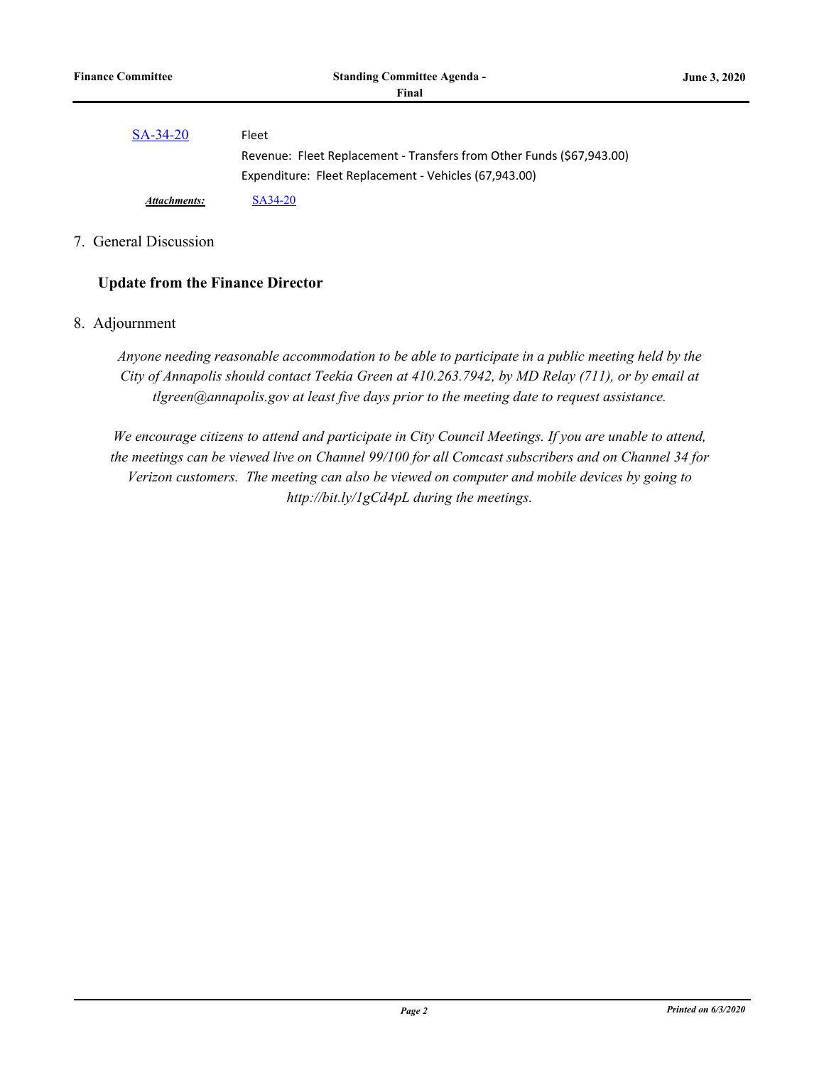SA-34-20 Fleet

Revenue: Fleet Replacement - Transfers from Other Funds ($67,943.00)

Expenditure: Fleet Replacement - Vehicles (67,943.00)

***Attachments:*** SA34-20

7. General Discussion

**Update from the Finance Director**

8. Adjournment

*Anyone needing reasonable accommodation to be able to participate in a public meeting held by the City of Annapolis should contact Teekia Green at 410.263.7942, by MD Relay (711), or by email at tlgreen@annapolis.gov at least five days prior to the meeting date to request assistance.*

*We encourage citizens to attend and participate in City Council Meetings. If you are unable to attend, the meetings can be viewed live on Channel 99/100 for all Comcast subscribers and on Channel 34 for Verizon customers. The meeting can also be viewed on computer and mobile devices by going to http://bit.ly/1gCd4pL during the meetings.*